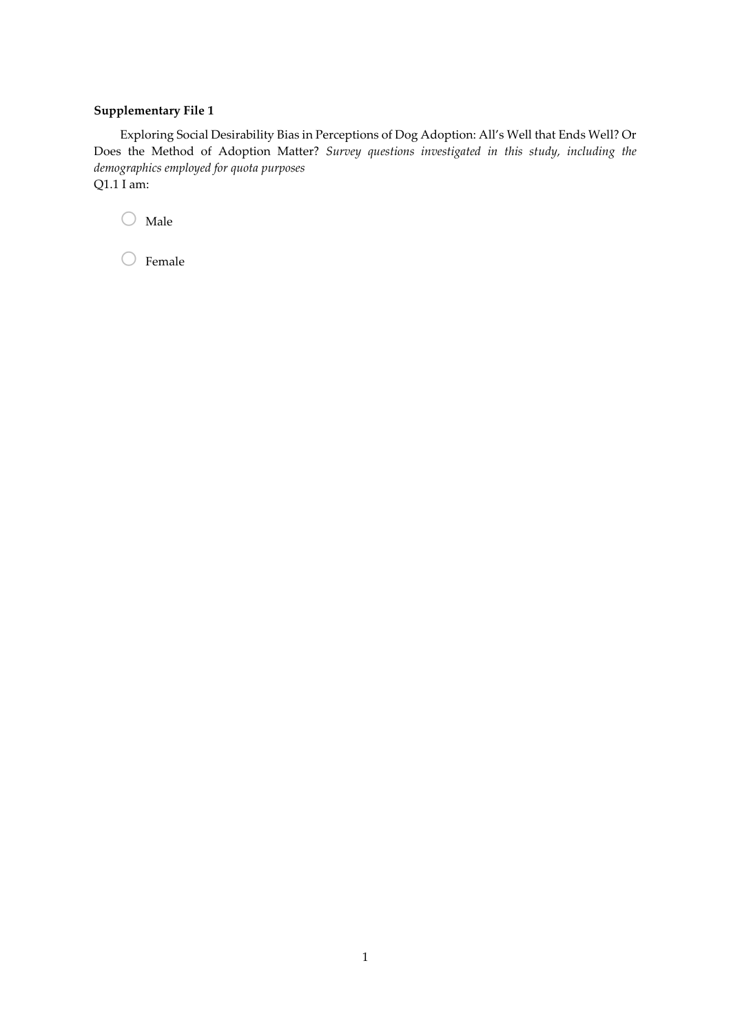**Supplementary File 1**

Exploring Social Desirability Bias in Perceptions of Dog Adoption: All's Well that Ends Well? Or Does the Method of Adoption Matter? *Survey questions investigated in this study, including the demographics employed for quota purposes*

Q1.1 I am:

- ○ Male
- ○ Female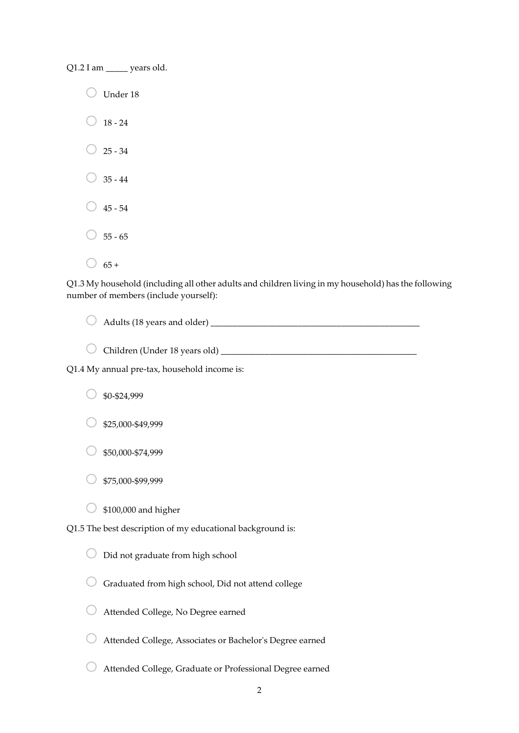Q1.2 I am _____ years old.

- ○ Under 18
- ○ 18 - 24
- ○ 25 - 34
- ○ 35 - 44
- ○ 45 - 54
- ○ 55 - 65
- ○ 65 +

Q1.3 My household (including all other adults and children living in my household) has the following number of members (include yourself):

- ○ Adults (18 years and older) ________________________________________________
- ○ Children (Under 18 years old) ____________________________________________

Q1.4 My annual pre-tax, household income is:

- ○ $0-$24,999
- ○ $25,000-$49,999
- ○ $50,000-$74,999
- ○ $75,000-$99,999
- ○ $100,000 and higher

Q1.5 The best description of my educational background is:

- ○ Did not graduate from high school
- ○ Graduated from high school, Did not attend college
- ○ Attended College, No Degree earned
- ○ Attended College, Associates or Bachelor's Degree earned
- ○ Attended College, Graduate or Professional Degree earned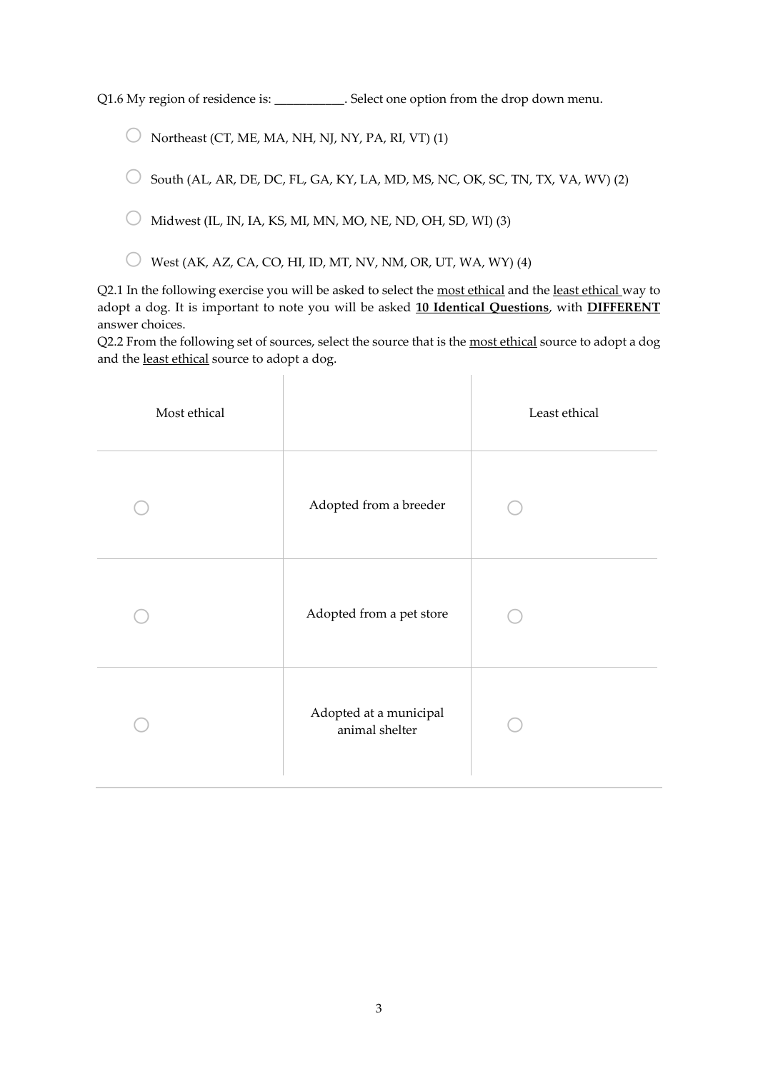Q1.6 My region of residence is: ___________. Select one option from the drop down menu.

- ○ Northeast (CT, ME, MA, NH, NJ, NY, PA, RI, VT) (1)
- ○ South (AL, AR, DE, DC, FL, GA, KY, LA, MD, MS, NC, OK, SC, TN, TX, VA, WV) (2)
- ○ Midwest (IL, IN, IA, KS, MI, MN, MO, NE, ND, OH, SD, WI) (3)
- ○ West (AK, AZ, CA, CO, HI, ID, MT, NV, NM, OR, UT, WA, WY) (4)

Q2.1 In the following exercise you will be asked to select the <u>most ethical</u> and the <u>least ethical</u> way to adopt a dog. It is important to note you will be asked <u>**10 Identical Questions**</u>, with <u>**DIFFERENT**</u> answer choices.

Q2.2 From the following set of sources, select the source that is the <u>most ethical</u> source to adopt a dog and the <u>least ethical</u> source to adopt a dog.

| Most ethical | | Least ethical |
|---|---|---|
| ○ | Adopted from a breeder | ○ |
| ○ | Adopted from a pet store | ○ |
| ○ | Adopted at a municipal animal shelter | ○ |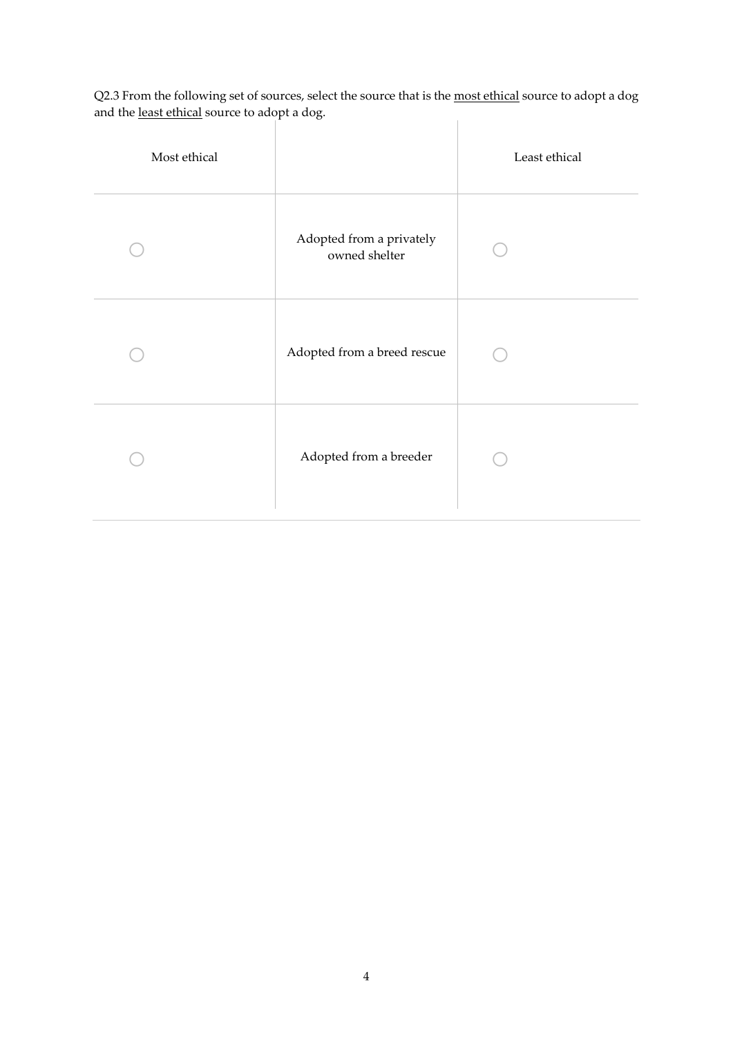Q2.3 From the following set of sources, select the source that is the <u>most ethical</u> source to adopt a dog and the <u>least ethical</u> source to adopt a dog.

| Most ethical | | Least ethical |
|---|---|---|
| ○ | Adopted from a privately owned shelter | ○ |
| ○ | Adopted from a breed rescue | ○ |
| ○ | Adopted from a breeder | ○ |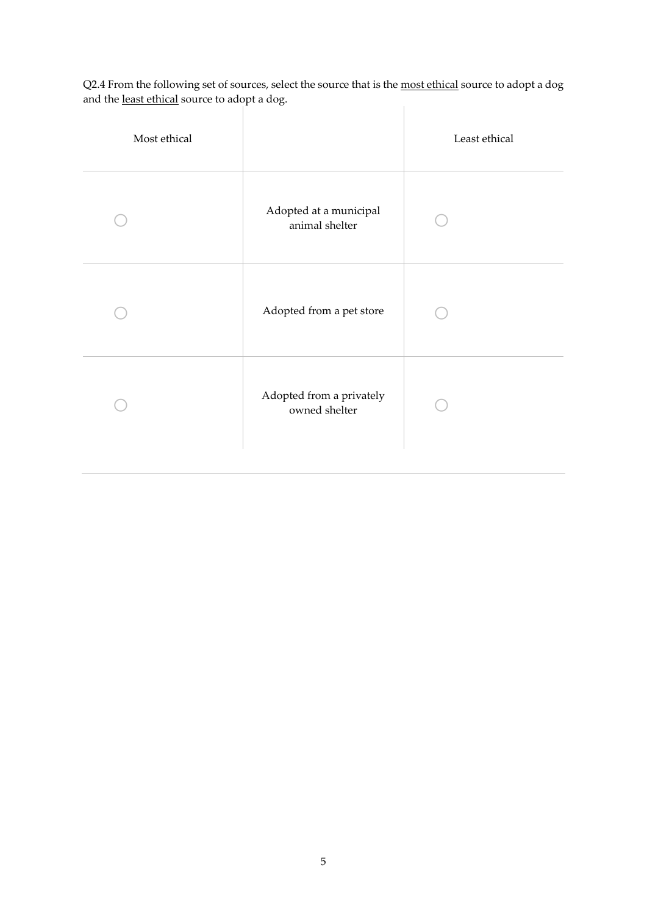Q2.4 From the following set of sources, select the source that is the <u>most ethical</u> source to adopt a dog and the <u>least ethical</u> source to adopt a dog.

| Most ethical | | Least ethical |
|---|---|---|
| ○ | Adopted at a municipal animal shelter | ○ |
| ○ | Adopted from a pet store | ○ |
| ○ | Adopted from a privately owned shelter | ○ |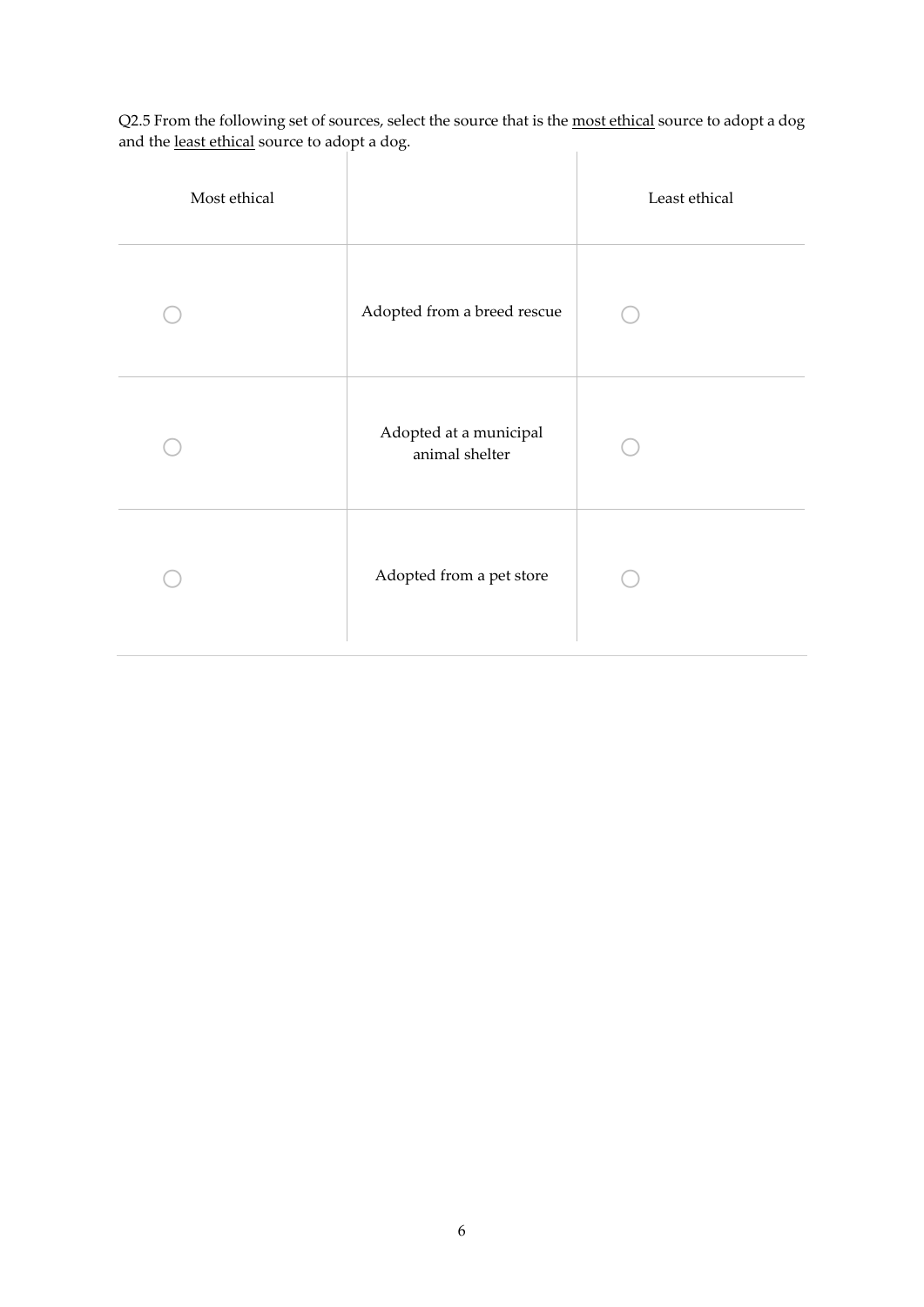Q2.5 From the following set of sources, select the source that is the <u>most ethical</u> source to adopt a dog and the <u>least ethical</u> source to adopt a dog.

| Most ethical | | Least ethical |
|---|---|---|
| ◯ | Adopted from a breed rescue | ◯ |
| ◯ | Adopted at a municipal animal shelter | ◯ |
| ◯ | Adopted from a pet store | ◯ |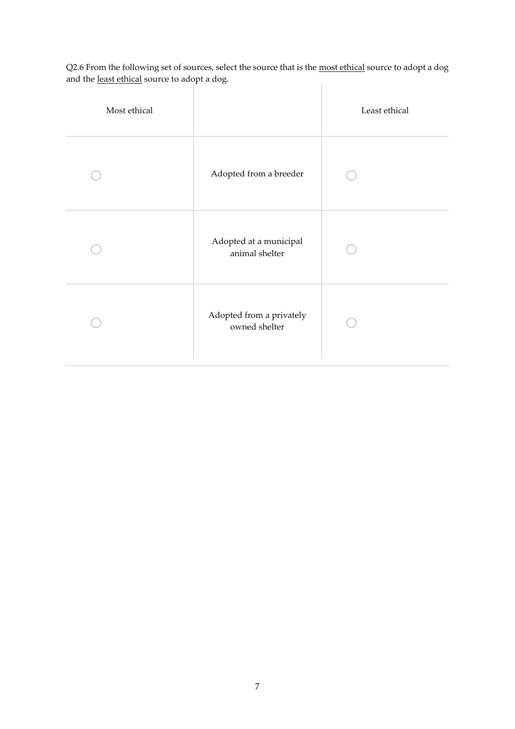Q2.6 From the following set of sources, select the source that is the <u>most ethical</u> source to adopt a dog and the <u>least ethical</u> source to adopt a dog.

| Most ethical | | Least ethical |
|---|---|---|
| ○ | Adopted from a breeder | ○ |
| ○ | Adopted at a municipal animal shelter | ○ |
| ○ | Adopted from a privately owned shelter | ○ |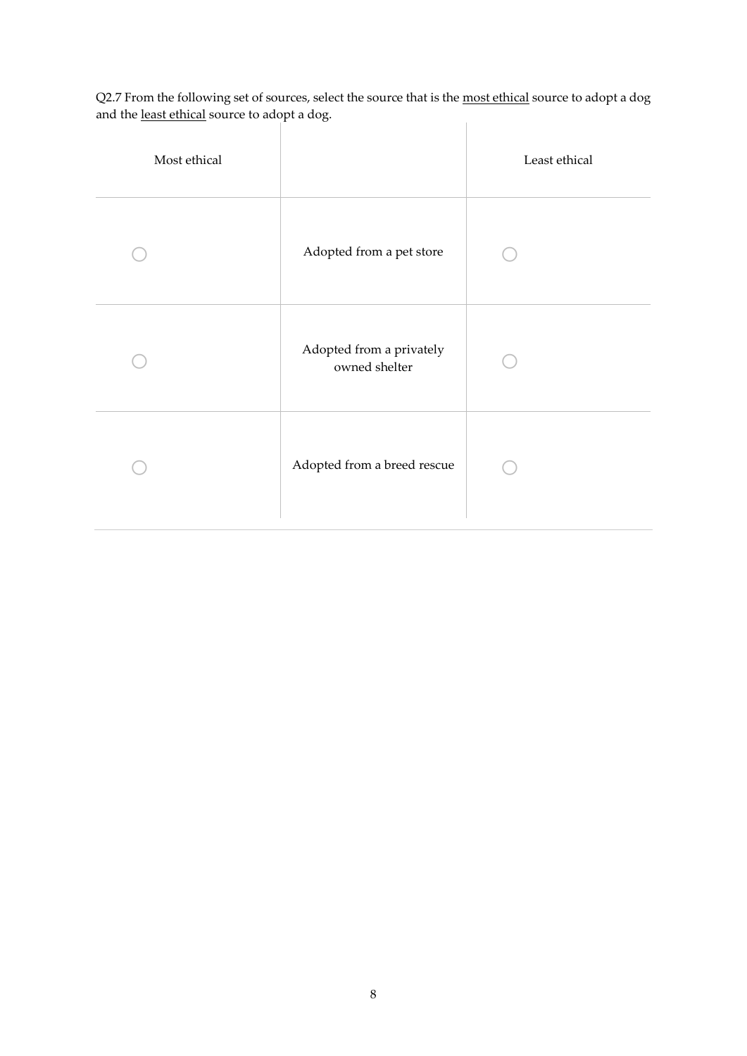Q2.7 From the following set of sources, select the source that is the <u>most ethical</u> source to adopt a dog and the <u>least ethical</u> source to adopt a dog.

| Most ethical | | Least ethical |
| --- | --- | --- |
| ○ | Adopted from a pet store | ○ |
| ○ | Adopted from a privately owned shelter | ○ |
| ○ | Adopted from a breed rescue | ○ |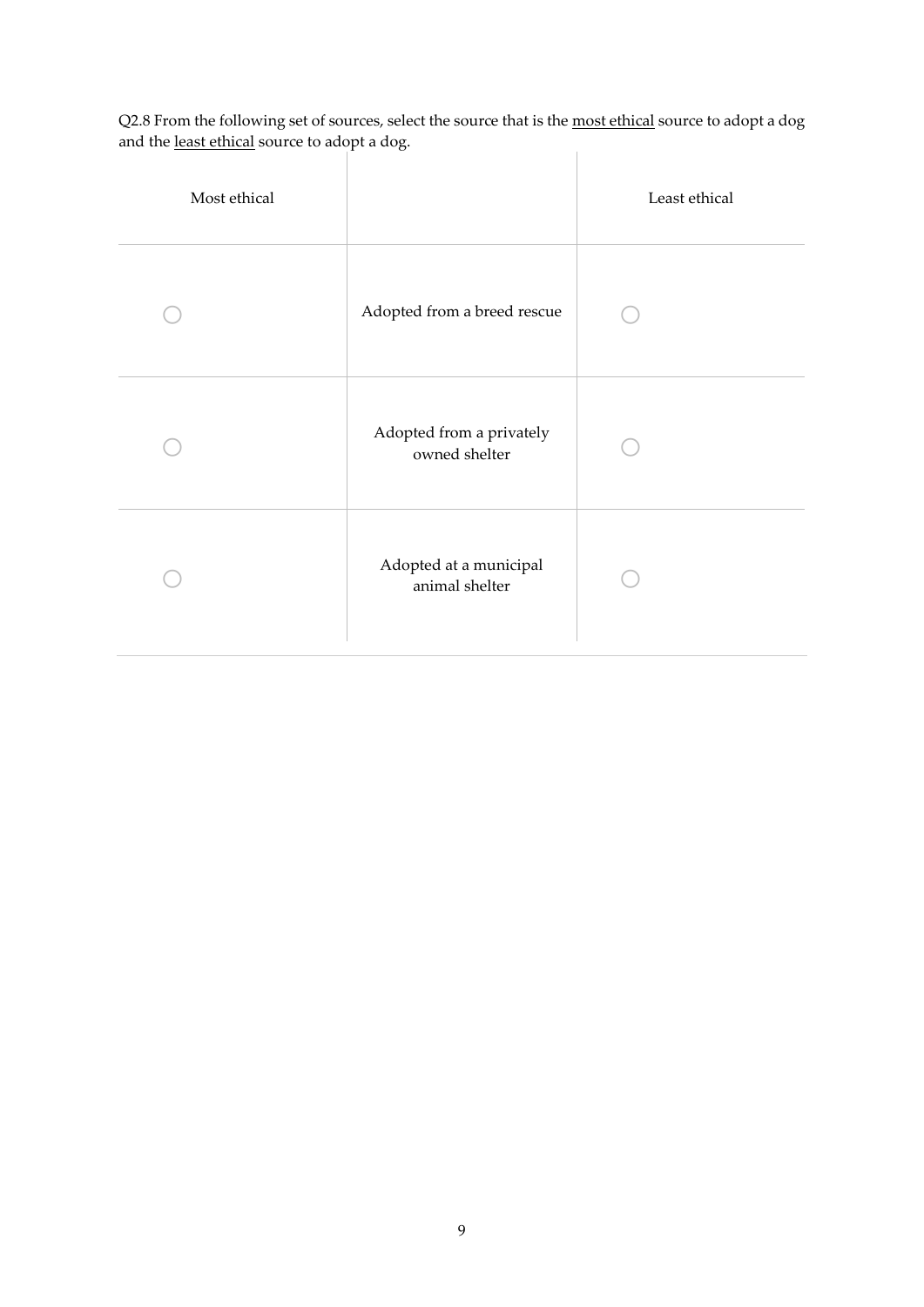Q2.8 From the following set of sources, select the source that is the <u>most ethical</u> source to adopt a dog and the <u>least ethical</u> source to adopt a dog.

| Most ethical | | Least ethical |
|---|---|---|
| ◯ | Adopted from a breed rescue | ◯ |
| ◯ | Adopted from a privately owned shelter | ◯ |
| ◯ | Adopted at a municipal animal shelter | ◯ |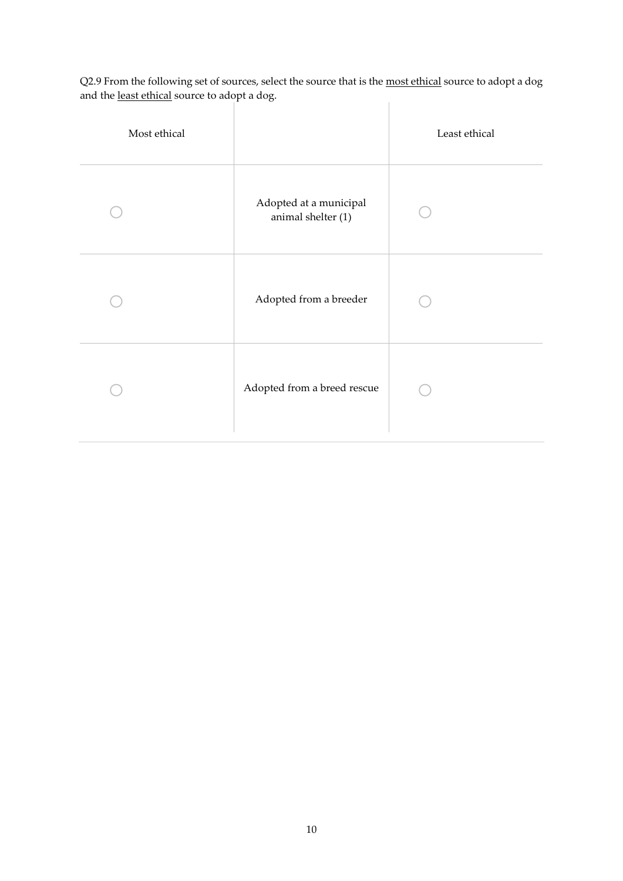Q2.9 From the following set of sources, select the source that is the <u>most ethical</u> source to adopt a dog and the <u>least ethical</u> source to adopt a dog.

| Most ethical | | Least ethical |
| --- | --- | --- |
| ○ | Adopted at a municipal animal shelter (1) | ○ |
| ○ | Adopted from a breeder | ○ |
| ○ | Adopted from a breed rescue | ○ |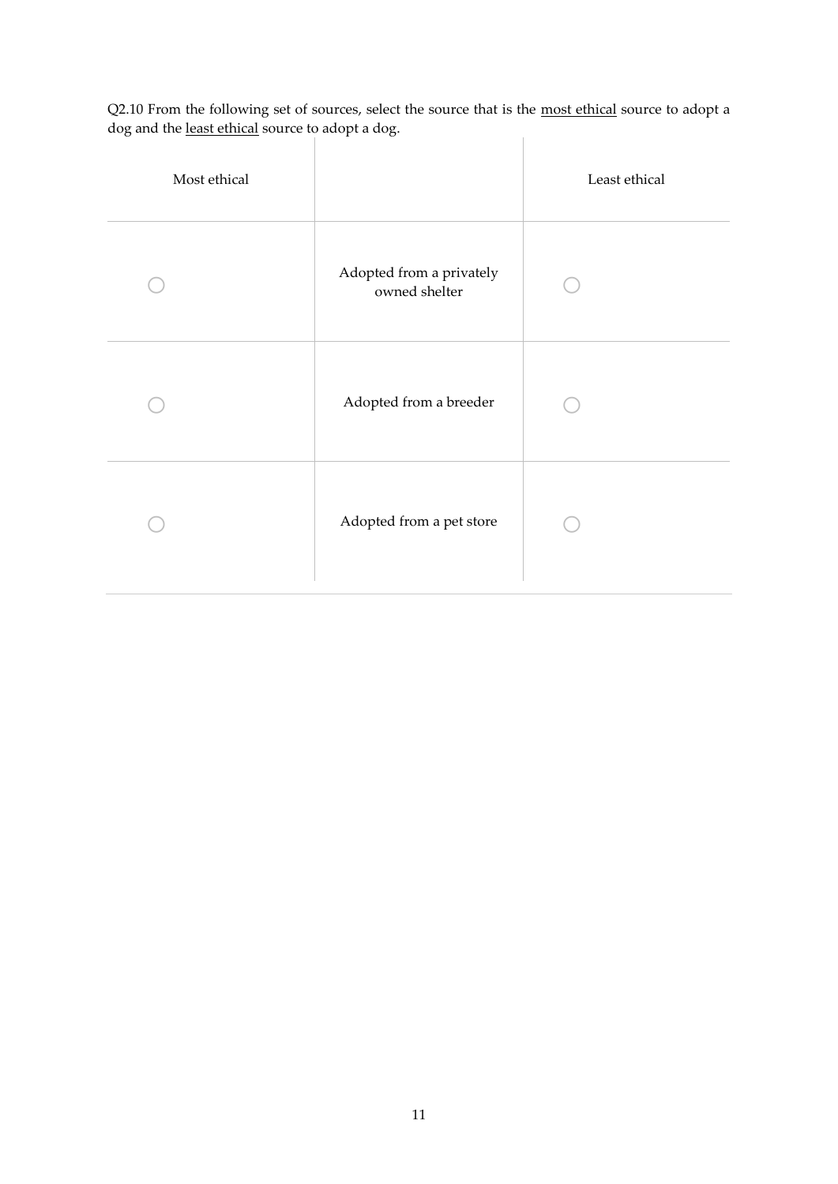Q2.10 From the following set of sources, select the source that is the <u>most ethical</u> source to adopt a dog and the <u>least ethical</u> source to adopt a dog.

| Most ethical | | Least ethical |
|---|---|---|
| ○ | Adopted from a privately owned shelter | ○ |
| ○ | Adopted from a breeder | ○ |
| ○ | Adopted from a pet store | ○ |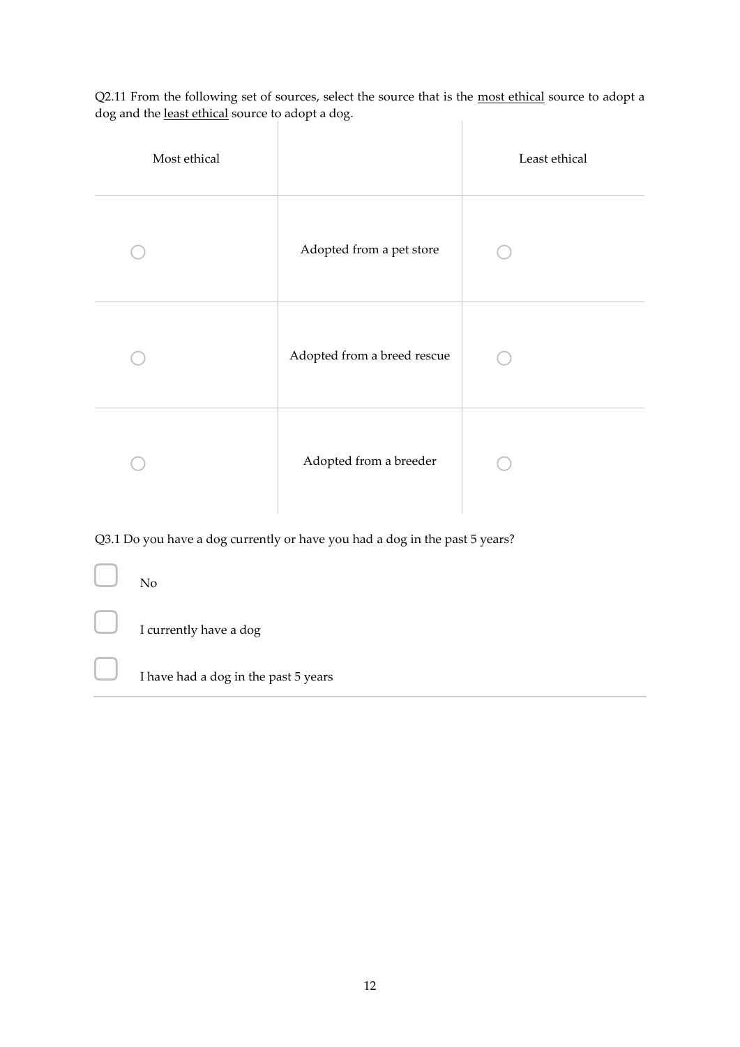Q2.11 From the following set of sources, select the source that is the <u>most ethical</u> source to adopt a dog and the <u>least ethical</u> source to adopt a dog.

| Most ethical | | Least ethical |
| --- | --- | --- |
| ○ | Adopted from a pet store | ○ |
| ○ | Adopted from a breed rescue | ○ |
| ○ | Adopted from a breeder | ○ |

Q3.1 Do you have a dog currently or have you had a dog in the past 5 years?

- ☐ No
- ☐ I currently have a dog
- ☐ I have had a dog in the past 5 years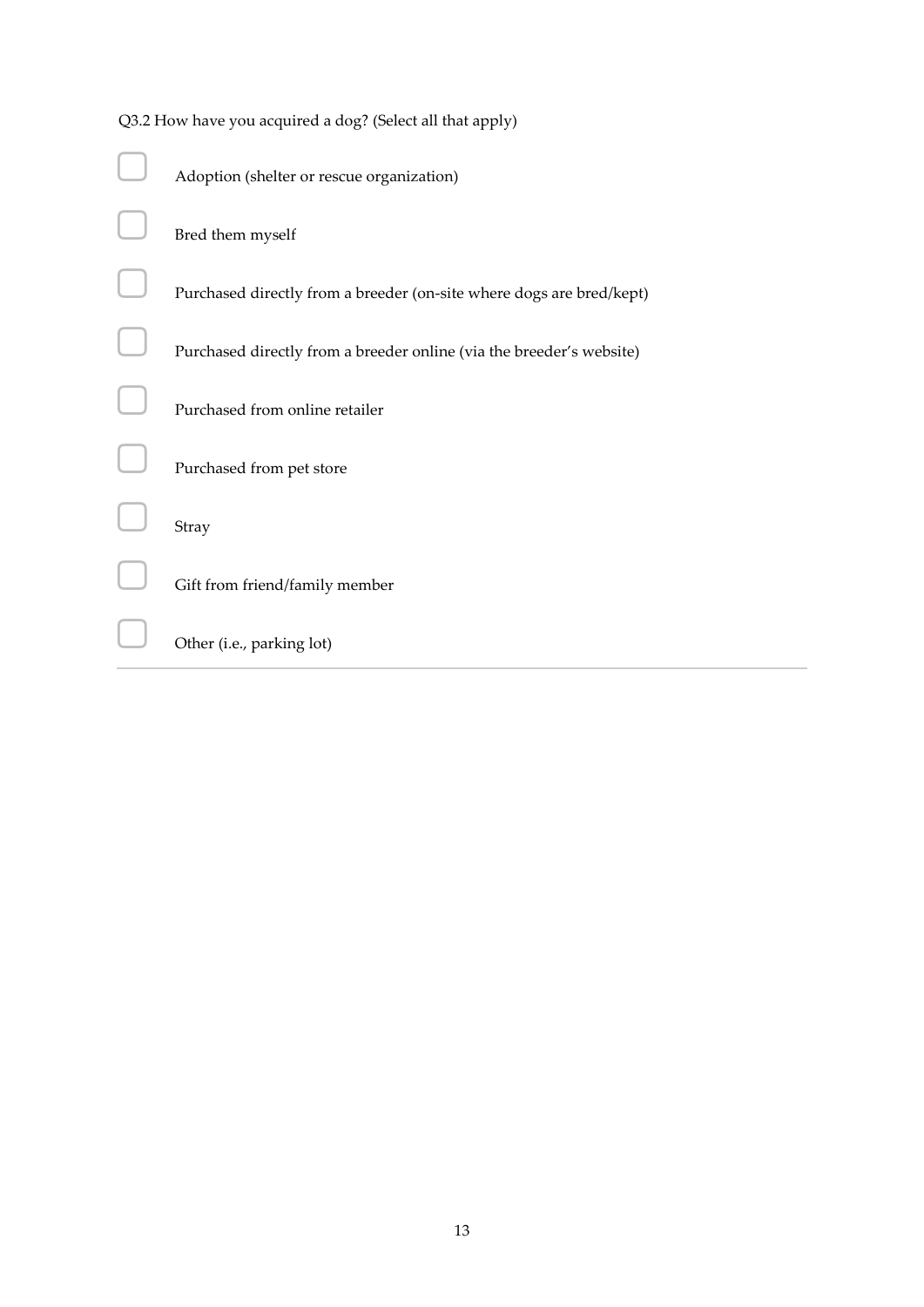Q3.2 How have you acquired a dog? (Select all that apply)

- [ ] Adoption (shelter or rescue organization)
- [ ] Bred them myself
- [ ] Purchased directly from a breeder (on-site where dogs are bred/kept)
- [ ] Purchased directly from a breeder online (via the breeder's website)
- [ ] Purchased from online retailer
- [ ] Purchased from pet store
- [ ] Stray
- [ ] Gift from friend/family member
- [ ] Other (i.e., parking lot)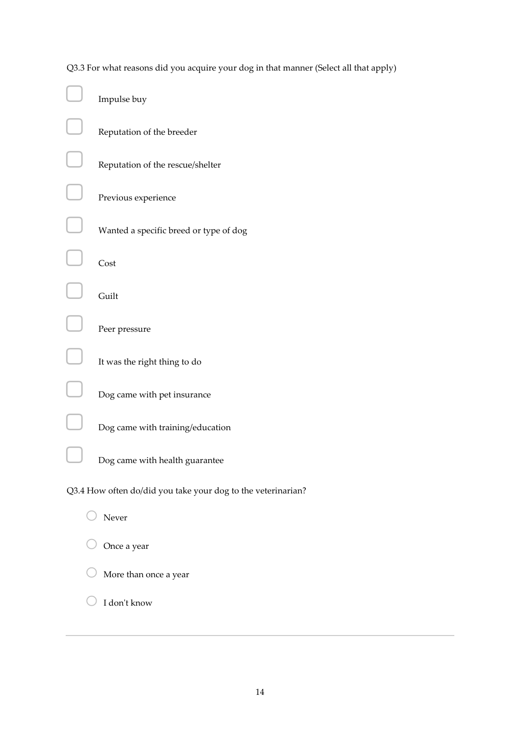Q3.3 For what reasons did you acquire your dog in that manner (Select all that apply)

- [ ] Impulse buy
- [ ] Reputation of the breeder
- [ ] Reputation of the rescue/shelter
- [ ] Previous experience
- [ ] Wanted a specific breed or type of dog
- [ ] Cost
- [ ] Guilt
- [ ] Peer pressure
- [ ] It was the right thing to do
- [ ] Dog came with pet insurance
- [ ] Dog came with training/education
- [ ] Dog came with health guarantee

Q3.4 How often do/did you take your dog to the veterinarian?

- ○ Never
- ○ Once a year
- ○ More than once a year
- ○ I don't know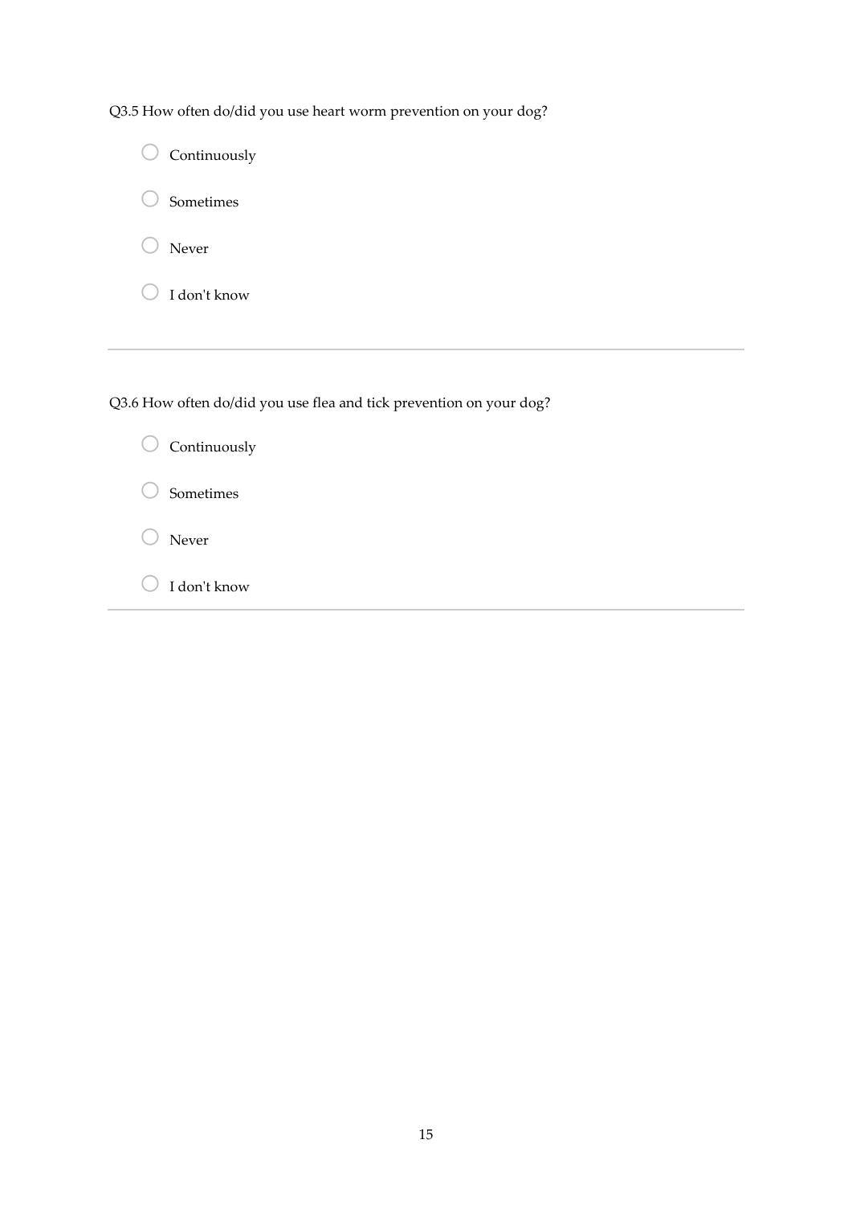Q3.5 How often do/did you use heart worm prevention on your dog?

- ◯ Continuously
- ◯ Sometimes
- ◯ Never
- ◯ I don't know

---

Q3.6 How often do/did you use flea and tick prevention on your dog?

- ◯ Continuously
- ◯ Sometimes
- ◯ Never
- ◯ I don't know

---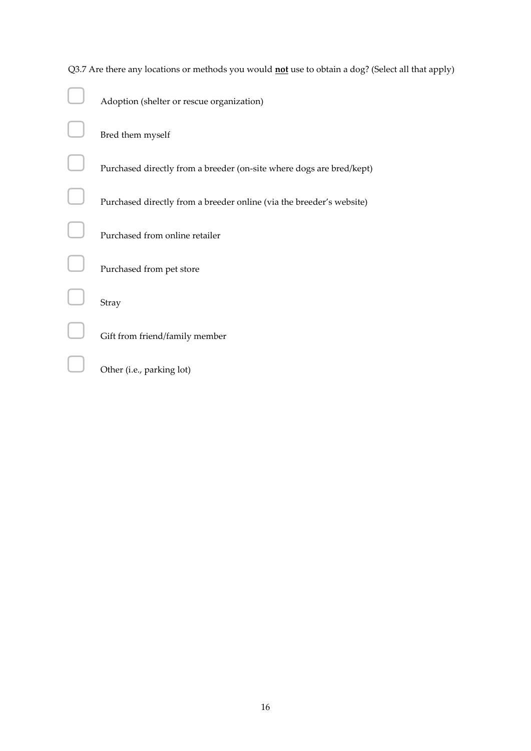Q3.7 Are there any locations or methods you would **not** use to obtain a dog? (Select all that apply)

- [ ] Adoption (shelter or rescue organization)
- [ ] Bred them myself
- [ ] Purchased directly from a breeder (on-site where dogs are bred/kept)
- [ ] Purchased directly from a breeder online (via the breeder's website)
- [ ] Purchased from online retailer
- [ ] Purchased from pet store
- [ ] Stray
- [ ] Gift from friend/family member
- [ ] Other (i.e., parking lot)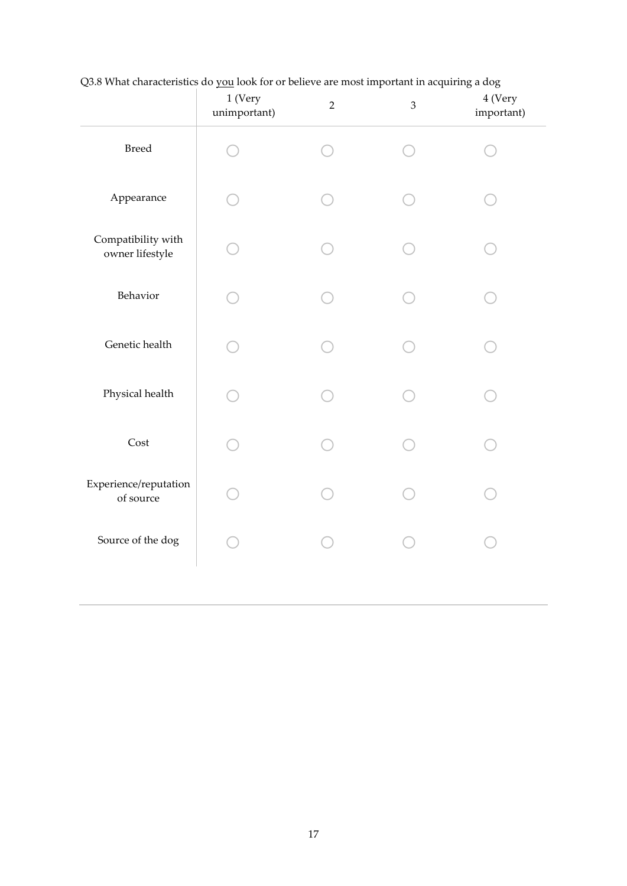Q3.8 What characteristics do <u>you</u> look for or believe are most important in acquiring a dog

| | 1 (Very unimportant) | 2 | 3 | 4 (Very important) |
|---|---|---|---|---|
| Breed | ◯ | ◯ | ◯ | ◯ |
| Appearance | ◯ | ◯ | ◯ | ◯ |
| Compatibility with owner lifestyle | ◯ | ◯ | ◯ | ◯ |
| Behavior | ◯ | ◯ | ◯ | ◯ |
| Genetic health | ◯ | ◯ | ◯ | ◯ |
| Physical health | ◯ | ◯ | ◯ | ◯ |
| Cost | ◯ | ◯ | ◯ | ◯ |
| Experience/reputation of source | ◯ | ◯ | ◯ | ◯ |
| Source of the dog | ◯ | ◯ | ◯ | ◯ |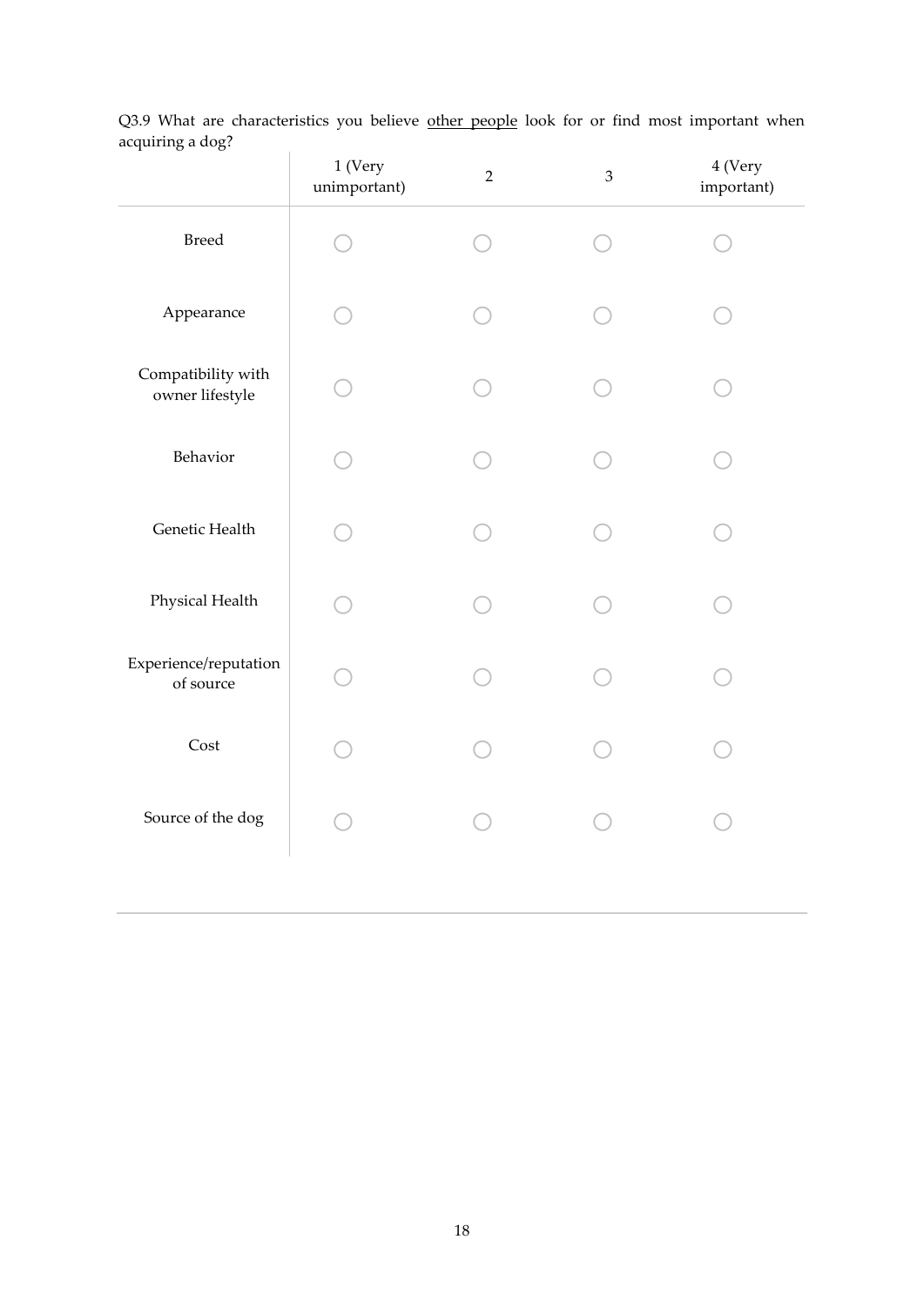Q3.9 What are characteristics you believe <u>other people</u> look for or find most important when acquiring a dog?

| | 1 (Very unimportant) | 2 | 3 | 4 (Very important) |
|---|---|---|---|---|
| Breed | ○ | ○ | ○ | ○ |
| Appearance | ○ | ○ | ○ | ○ |
| Compatibility with owner lifestyle | ○ | ○ | ○ | ○ |
| Behavior | ○ | ○ | ○ | ○ |
| Genetic Health | ○ | ○ | ○ | ○ |
| Physical Health | ○ | ○ | ○ | ○ |
| Experience/reputation of source | ○ | ○ | ○ | ○ |
| Cost | ○ | ○ | ○ | ○ |
| Source of the dog | ○ | ○ | ○ | ○ |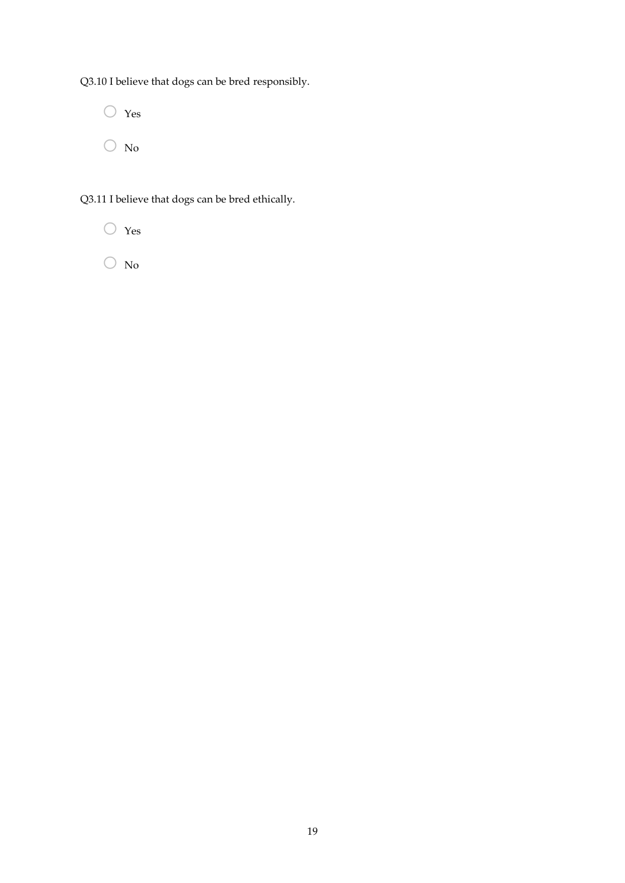Q3.10 I believe that dogs can be bred responsibly.

- Yes
- No

Q3.11 I believe that dogs can be bred ethically.

- Yes
- No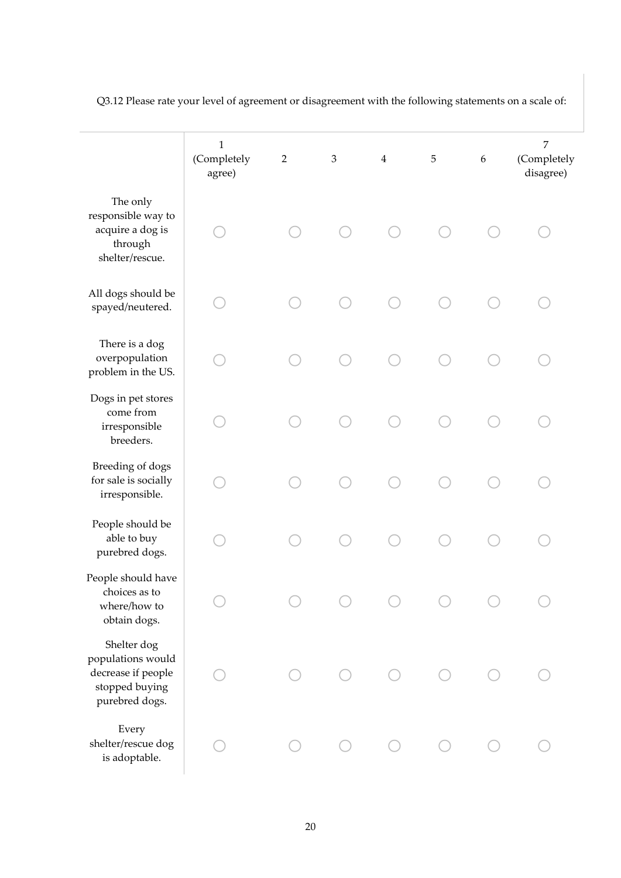Q3.12 Please rate your level of agreement or disagreement with the following statements on a scale of:

| | 1 (Completely agree) | 2 | 3 | 4 | 5 | 6 | 7 (Completely disagree) |
|---|---|---|---|---|---|---|---|
| The only responsible way to acquire a dog is through shelter/rescue. | ○ | ○ | ○ | ○ | ○ | ○ | ○ |
| All dogs should be spayed/neutered. | ○ | ○ | ○ | ○ | ○ | ○ | ○ |
| There is a dog overpopulation problem in the US. | ○ | ○ | ○ | ○ | ○ | ○ | ○ |
| Dogs in pet stores come from irresponsible breeders. | ○ | ○ | ○ | ○ | ○ | ○ | ○ |
| Breeding of dogs for sale is socially irresponsible. | ○ | ○ | ○ | ○ | ○ | ○ | ○ |
| People should be able to buy purebred dogs. | ○ | ○ | ○ | ○ | ○ | ○ | ○ |
| People should have choices as to where/how to obtain dogs. | ○ | ○ | ○ | ○ | ○ | ○ | ○ |
| Shelter dog populations would decrease if people stopped buying purebred dogs. | ○ | ○ | ○ | ○ | ○ | ○ | ○ |
| Every shelter/rescue dog is adoptable. | ○ | ○ | ○ | ○ | ○ | ○ | ○ |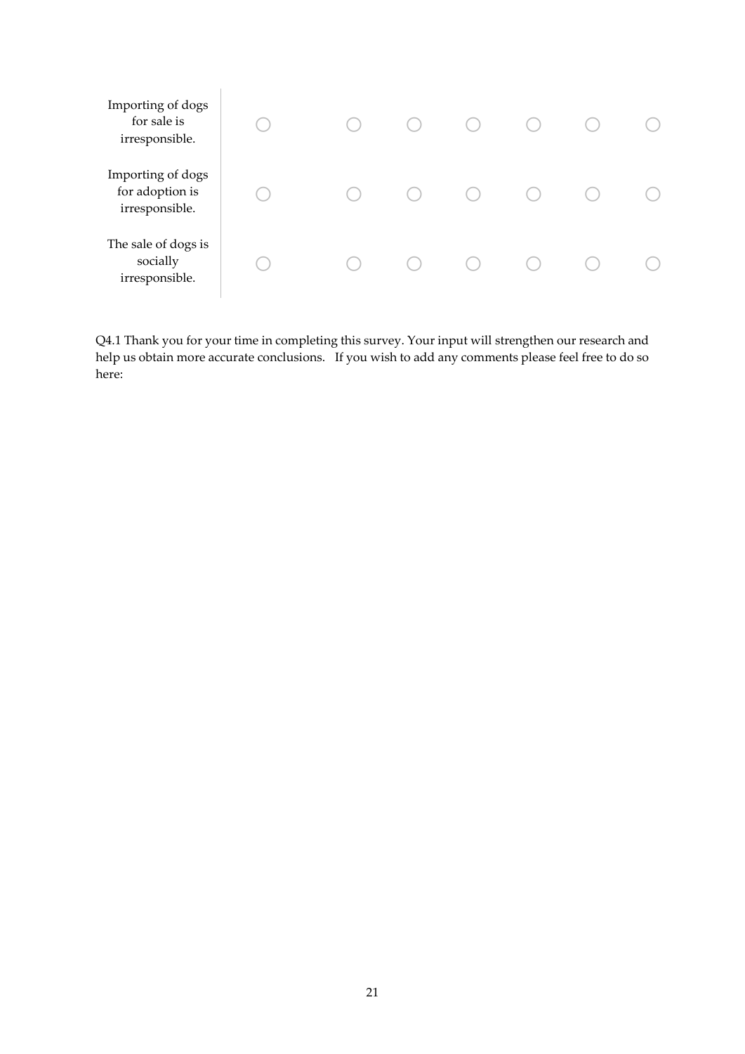| | | | | | | | |
|---|---|---|---|---|---|---|---|
| Importing of dogs for sale is irresponsible. | ◯ | ◯ | ◯ | ◯ | ◯ | ◯ | ◯ |
| Importing of dogs for adoption is irresponsible. | ◯ | ◯ | ◯ | ◯ | ◯ | ◯ | ◯ |
| The sale of dogs is socially irresponsible. | ◯ | ◯ | ◯ | ◯ | ◯ | ◯ | ◯ |

Q4.1 Thank you for your time in completing this survey. Your input will strengthen our research and help us obtain more accurate conclusions. If you wish to add any comments please feel free to do so here: